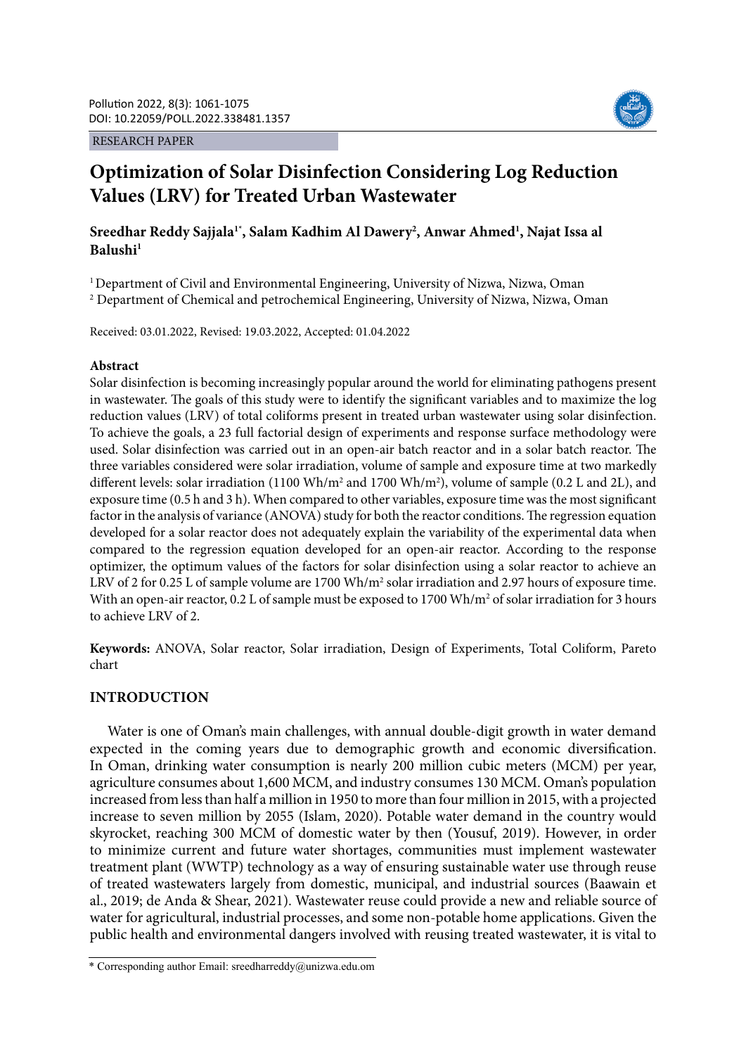RESEARCH PAPER

# Optimization of Solar Disinfection Considering Log Reduction Values (LRV) for Treated Urban Wastewater

**Sreedhar Reddy Sajjala[1*], Salam Kadhim Al Dawery[2], Anwar Ahmed[1], Najat Issa al Balushi[1]**

[1] Department of Civil and Environmental Engineering, University of Nizwa, Nizwa, Oman

[2] Department of Chemical and petrochemical Engineering, University of Nizwa, Nizwa, Oman

Received: 03.01.2022, Revised: 19.03.2022, Accepted: 01.04.2022

## Abstract

Solar disinfection is becoming increasingly popular around the world for eliminating pathogens present in wastewater. The goals of this study were to identify the significant variables and to maximize the log reduction values (LRV) of total coliforms present in treated urban wastewater using solar disinfection. To achieve the goals, a 23 full factorial design of experiments and response surface methodology were used. Solar disinfection was carried out in an open-air batch reactor and in a solar batch reactor. The three variables considered were solar irradiation, volume of sample and exposure time at two markedly different levels: solar irradiation (1100 Wh/m$^2$ and 1700 Wh/m$^2$), volume of sample (0.2 L and 2L), and exposure time (0.5 h and 3 h). When compared to other variables, exposure time was the most significant factor in the analysis of variance (ANOVA) study for both the reactor conditions. The regression equation developed for a solar reactor does not adequately explain the variability of the experimental data when compared to the regression equation developed for an open-air reactor. According to the response optimizer, the optimum values of the factors for solar disinfection using a solar reactor to achieve an LRV of 2 for 0.25 L of sample volume are 1700 Wh/m$^2$ solar irradiation and 2.97 hours of exposure time. With an open-air reactor, 0.2 L of sample must be exposed to 1700 Wh/m$^2$ of solar irradiation for 3 hours to achieve LRV of 2.

**Keywords:** ANOVA, Solar reactor, Solar irradiation, Design of Experiments, Total Coliform, Pareto chart

## INTRODUCTION

Water is one of Oman's main challenges, with annual double-digit growth in water demand expected in the coming years due to demographic growth and economic diversification. In Oman, drinking water consumption is nearly 200 million cubic meters (MCM) per year, agriculture consumes about 1,600 MCM, and industry consumes 130 MCM. Oman's population increased from less than half a million in 1950 to more than four million in 2015, with a projected increase to seven million by 2055 (Islam, 2020). Potable water demand in the country would skyrocket, reaching 300 MCM of domestic water by then (Yousuf, 2019). However, in order to minimize current and future water shortages, communities must implement wastewater treatment plant (WWTP) technology as a way of ensuring sustainable water use through reuse of treated wastewaters largely from domestic, municipal, and industrial sources (Baawain et al., 2019; de Anda & Shear, 2021). Wastewater reuse could provide a new and reliable source of water for agricultural, industrial processes, and some non-potable home applications. Given the public health and environmental dangers involved with reusing treated wastewater, it is vital to

* Corresponding author Email: sreedharreddy@unizwa.edu.om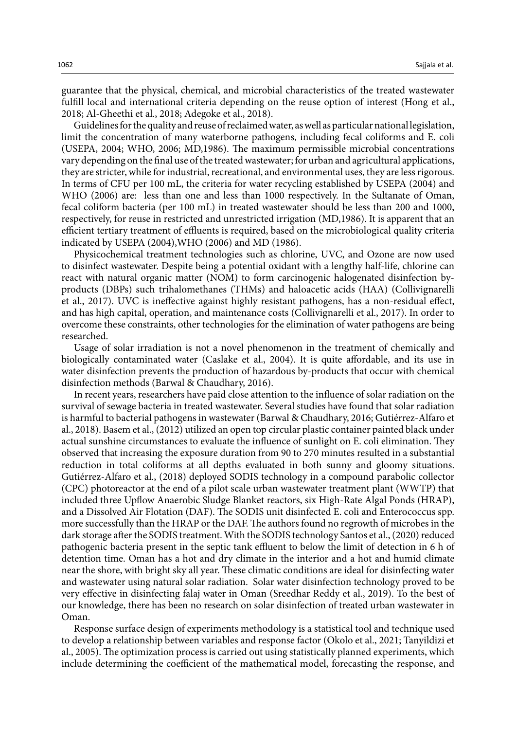guarantee that the physical, chemical, and microbial characteristics of the treated wastewater fulfill local and international criteria depending on the reuse option of interest (Hong et al., 2018; Al-Gheethi et al., 2018; Adegoke et al., 2018).

Guidelines for the quality and reuse of reclaimed water, as well as particular national legislation, limit the concentration of many waterborne pathogens, including fecal coliforms and E. coli (USEPA, 2004; WHO, 2006; MD,1986). The maximum permissible microbial concentrations vary depending on the final use of the treated wastewater; for urban and agricultural applications, they are stricter, while for industrial, recreational, and environmental uses, they are less rigorous. In terms of CFU per 100 mL, the criteria for water recycling established by USEPA (2004) and WHO (2006) are: less than one and less than 1000 respectively. In the Sultanate of Oman, fecal coliform bacteria (per 100 mL) in treated wastewater should be less than 200 and 1000, respectively, for reuse in restricted and unrestricted irrigation (MD,1986). It is apparent that an efficient tertiary treatment of effluents is required, based on the microbiological quality criteria indicated by USEPA (2004),WHO (2006) and MD (1986).

Physicochemical treatment technologies such as chlorine, UVC, and Ozone are now used to disinfect wastewater. Despite being a potential oxidant with a lengthy half-life, chlorine can react with natural organic matter (NOM) to form carcinogenic halogenated disinfection by-products (DBPs) such trihalomethanes (THMs) and haloacetic acids (HAA) (Collivignarelli et al., 2017). UVC is ineffective against highly resistant pathogens, has a non-residual effect, and has high capital, operation, and maintenance costs (Collivignarelli et al., 2017). In order to overcome these constraints, other technologies for the elimination of water pathogens are being researched.

Usage of solar irradiation is not a novel phenomenon in the treatment of chemically and biologically contaminated water (Caslake et al., 2004). It is quite affordable, and its use in water disinfection prevents the production of hazardous by-products that occur with chemical disinfection methods (Barwal & Chaudhary, 2016).

In recent years, researchers have paid close attention to the influence of solar radiation on the survival of sewage bacteria in treated wastewater. Several studies have found that solar radiation is harmful to bacterial pathogens in wastewater (Barwal & Chaudhary, 2016; Gutiérrez-Alfaro et al., 2018). Basem et al., (2012) utilized an open top circular plastic container painted black under actual sunshine circumstances to evaluate the influence of sunlight on E. coli elimination. They observed that increasing the exposure duration from 90 to 270 minutes resulted in a substantial reduction in total coliforms at all depths evaluated in both sunny and gloomy situations. Gutiérrez-Alfaro et al., (2018) deployed SODIS technology in a compound parabolic collector (CPC) photoreactor at the end of a pilot scale urban wastewater treatment plant (WWTP) that included three Upflow Anaerobic Sludge Blanket reactors, six High-Rate Algal Ponds (HRAP), and a Dissolved Air Flotation (DAF). The SODIS unit disinfected E. coli and Enterococcus spp. more successfully than the HRAP or the DAF. The authors found no regrowth of microbes in the dark storage after the SODIS treatment. With the SODIS technology Santos et al., (2020) reduced pathogenic bacteria present in the septic tank effluent to below the limit of detection in 6 h of detention time. Oman has a hot and dry climate in the interior and a hot and humid climate near the shore, with bright sky all year. These climatic conditions are ideal for disinfecting water and wastewater using natural solar radiation. Solar water disinfection technology proved to be very effective in disinfecting falaj water in Oman (Sreedhar Reddy et al., 2019). To the best of our knowledge, there has been no research on solar disinfection of treated urban wastewater in Oman.

Response surface design of experiments methodology is a statistical tool and technique used to develop a relationship between variables and response factor (Okolo et al., 2021; Tanyildizi et al., 2005). The optimization process is carried out using statistically planned experiments, which include determining the coefficient of the mathematical model, forecasting the response, and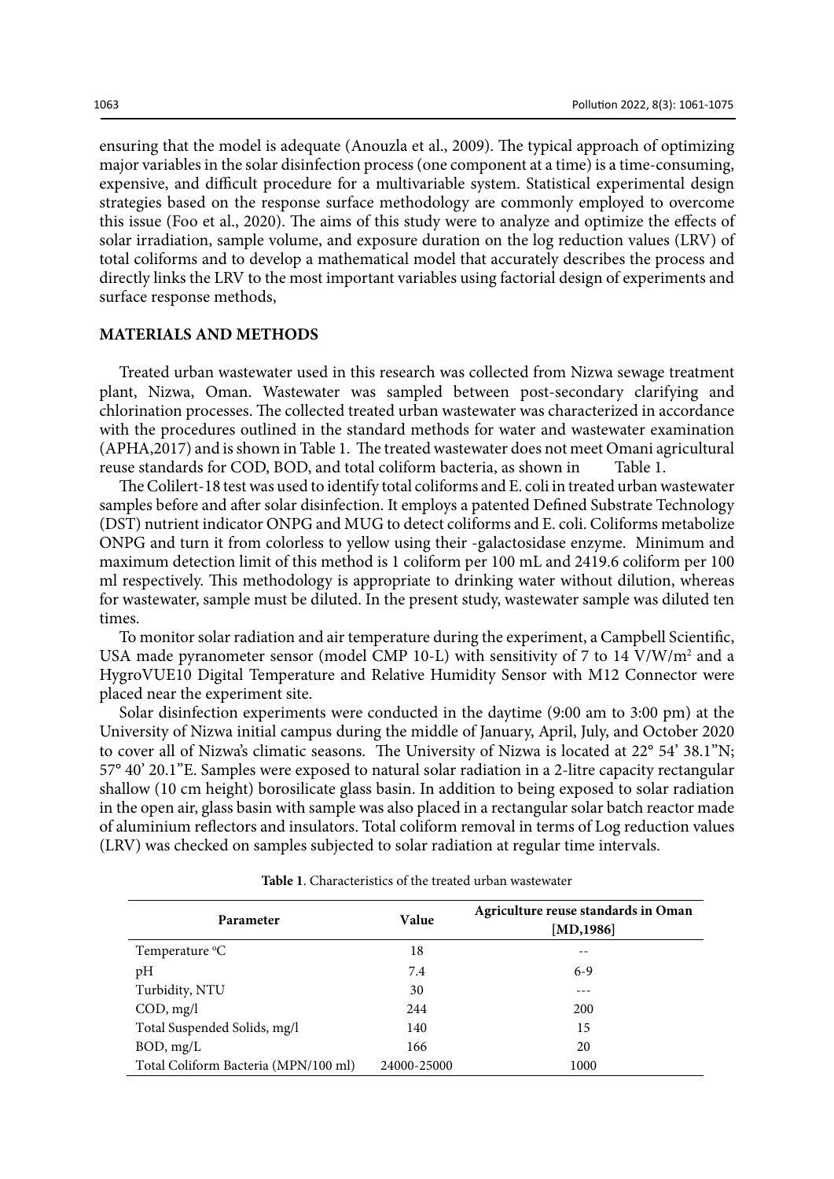ensuring that the model is adequate (Anouzla et al., 2009). The typical approach of optimizing major variables in the solar disinfection process (one component at a time) is a time-consuming, expensive, and difficult procedure for a multivariable system. Statistical experimental design strategies based on the response surface methodology are commonly employed to overcome this issue (Foo et al., 2020). The aims of this study were to analyze and optimize the effects of solar irradiation, sample volume, and exposure duration on the log reduction values (LRV) of total coliforms and to develop a mathematical model that accurately describes the process and directly links the LRV to the most important variables using factorial design of experiments and surface response methods,

## MATERIALS AND METHODS

Treated urban wastewater used in this research was collected from Nizwa sewage treatment plant, Nizwa, Oman. Wastewater was sampled between post-secondary clarifying and chlorination processes. The collected treated urban wastewater was characterized in accordance with the procedures outlined in the standard methods for water and wastewater examination (APHA,2017) and is shown in Table 1. The treated wastewater does not meet Omani agricultural reuse standards for COD, BOD, and total coliform bacteria, as shown in Table 1.

The Colilert-18 test was used to identify total coliforms and E. coli in treated urban wastewater samples before and after solar disinfection. It employs a patented Defined Substrate Technology (DST) nutrient indicator ONPG and MUG to detect coliforms and E. coli. Coliforms metabolize ONPG and turn it from colorless to yellow using their -galactosidase enzyme. Minimum and maximum detection limit of this method is 1 coliform per 100 mL and 2419.6 coliform per 100 ml respectively. This methodology is appropriate to drinking water without dilution, whereas for wastewater, sample must be diluted. In the present study, wastewater sample was diluted ten times.

To monitor solar radiation and air temperature during the experiment, a Campbell Scientific, USA made pyranometer sensor (model CMP 10-L) with sensitivity of 7 to 14 $V/W/m^2$ and a HygroVUE10 Digital Temperature and Relative Humidity Sensor with M12 Connector were placed near the experiment site.

Solar disinfection experiments were conducted in the daytime (9:00 am to 3:00 pm) at the University of Nizwa initial campus during the middle of January, April, July, and October 2020 to cover all of Nizwa's climatic seasons. The University of Nizwa is located at 22° 54' 38.1"N; 57° 40' 20.1"E. Samples were exposed to natural solar radiation in a 2-litre capacity rectangular shallow (10 cm height) borosilicate glass basin. In addition to being exposed to solar radiation in the open air, glass basin with sample was also placed in a rectangular solar batch reactor made of aluminium reflectors and insulators. Total coliform removal in terms of Log reduction values (LRV) was checked on samples subjected to solar radiation at regular time intervals.

**Table 1**. Characteristics of the treated urban wastewater

| Parameter | Value | Agriculture reuse standards in Oman [MD,1986] |
|---|---|---|
| Temperature °C | 18 | -- |
| pH | 7.4 | 6-9 |
| Turbidity, NTU | 30 | --- |
| COD, mg/l | 244 | 200 |
| Total Suspended Solids, mg/l | 140 | 15 |
| BOD, mg/L | 166 | 20 |
| Total Coliform Bacteria (MPN/100 ml) | 24000-25000 | 1000 |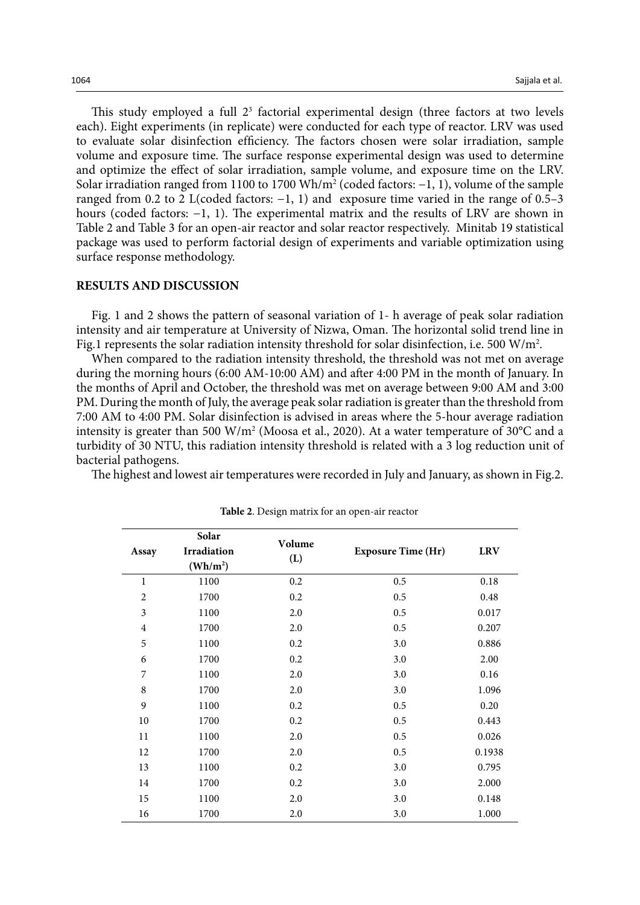This study employed a full $2^3$ factorial experimental design (three factors at two levels each). Eight experiments (in replicate) were conducted for each type of reactor. LRV was used to evaluate solar disinfection efficiency. The factors chosen were solar irradiation, sample volume and exposure time. The surface response experimental design was used to determine and optimize the effect of solar irradiation, sample volume, and exposure time on the LRV. Solar irradiation ranged from 1100 to 1700 Wh/m$^2$ (coded factors: −1, 1), volume of the sample ranged from 0.2 to 2 L(coded factors: −1, 1) and exposure time varied in the range of 0.5–3 hours (coded factors: −1, 1). The experimental matrix and the results of LRV are shown in Table 2 and Table 3 for an open-air reactor and solar reactor respectively. Minitab 19 statistical package was used to perform factorial design of experiments and variable optimization using surface response methodology.

## RESULTS AND DISCUSSION

Fig. 1 and 2 shows the pattern of seasonal variation of 1- h average of peak solar radiation intensity and air temperature at University of Nizwa, Oman. The horizontal solid trend line in Fig.1 represents the solar radiation intensity threshold for solar disinfection, i.e. 500 W/m$^2$.

When compared to the radiation intensity threshold, the threshold was not met on average during the morning hours (6:00 AM-10:00 AM) and after 4:00 PM in the month of January. In the months of April and October, the threshold was met on average between 9:00 AM and 3:00 PM. During the month of July, the average peak solar radiation is greater than the threshold from 7:00 AM to 4:00 PM. Solar disinfection is advised in areas where the 5-hour average radiation intensity is greater than 500 W/m$^2$ (Moosa et al., 2020). At a water temperature of 30°C and a turbidity of 30 NTU, this radiation intensity threshold is related with a 3 log reduction unit of bacterial pathogens.

The highest and lowest air temperatures were recorded in July and January, as shown in Fig.2.

**Table 2**. Design matrix for an open-air reactor

| Assay | Solar Irradiation (Wh/m$^2$) | Volume (L) | Exposure Time (Hr) | LRV |
|---|---|---|---|---|
| 1 | 1100 | 0.2 | 0.5 | 0.18 |
| 2 | 1700 | 0.2 | 0.5 | 0.48 |
| 3 | 1100 | 2.0 | 0.5 | 0.017 |
| 4 | 1700 | 2.0 | 0.5 | 0.207 |
| 5 | 1100 | 0.2 | 3.0 | 0.886 |
| 6 | 1700 | 0.2 | 3.0 | 2.00 |
| 7 | 1100 | 2.0 | 3.0 | 0.16 |
| 8 | 1700 | 2.0 | 3.0 | 1.096 |
| 9 | 1100 | 0.2 | 0.5 | 0.20 |
| 10 | 1700 | 0.2 | 0.5 | 0.443 |
| 11 | 1100 | 2.0 | 0.5 | 0.026 |
| 12 | 1700 | 2.0 | 0.5 | 0.1938 |
| 13 | 1100 | 0.2 | 3.0 | 0.795 |
| 14 | 1700 | 0.2 | 3.0 | 2.000 |
| 15 | 1100 | 2.0 | 3.0 | 0.148 |
| 16 | 1700 | 2.0 | 3.0 | 1.000 |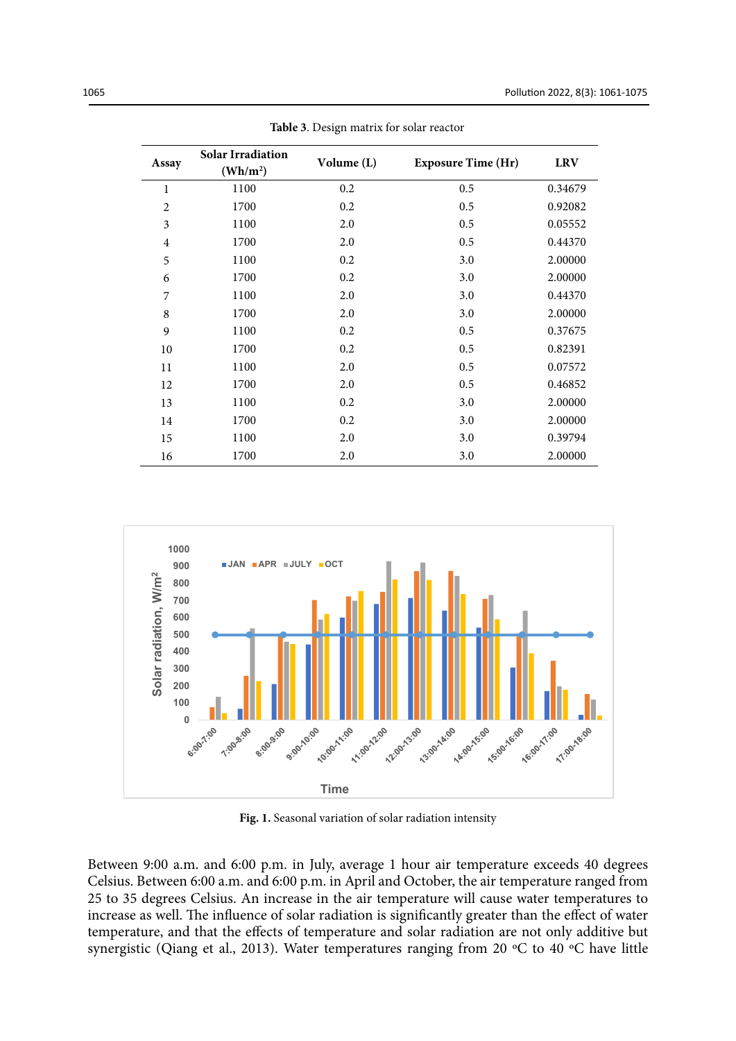**Table 3**. Design matrix for solar reactor

| Assay | Solar Irradiation ($Wh/m^2$) | Volume (L) | Exposure Time (Hr) | LRV |
|---|---|---|---|---|
| 1 | 1100 | 0.2 | 0.5 | 0.34679 |
| 2 | 1700 | 0.2 | 0.5 | 0.92082 |
| 3 | 1100 | 2.0 | 0.5 | 0.05552 |
| 4 | 1700 | 2.0 | 0.5 | 0.44370 |
| 5 | 1100 | 0.2 | 3.0 | 2.00000 |
| 6 | 1700 | 0.2 | 3.0 | 2.00000 |
| 7 | 1100 | 2.0 | 3.0 | 0.44370 |
| 8 | 1700 | 2.0 | 3.0 | 2.00000 |
| 9 | 1100 | 0.2 | 0.5 | 0.37675 |
| 10 | 1700 | 0.2 | 0.5 | 0.82391 |
| 11 | 1100 | 2.0 | 0.5 | 0.07572 |
| 12 | 1700 | 2.0 | 0.5 | 0.46852 |
| 13 | 1100 | 0.2 | 3.0 | 2.00000 |
| 14 | 1700 | 0.2 | 3.0 | 2.00000 |
| 15 | 1100 | 2.0 | 3.0 | 0.39794 |
| 16 | 1700 | 2.0 | 3.0 | 2.00000 |

**Fig. 1.** Seasonal variation of solar radiation intensity

Between 9:00 a.m. and 6:00 p.m. in July, average 1 hour air temperature exceeds 40 degrees Celsius. Between 6:00 a.m. and 6:00 p.m. in April and October, the air temperature ranged from 25 to 35 degrees Celsius. An increase in the air temperature will cause water temperatures to increase as well. The influence of solar radiation is significantly greater than the effect of water temperature, and that the effects of temperature and solar radiation are not only additive but synergistic (Qiang et al., 2013). Water temperatures ranging from 20 °C to 40 °C have little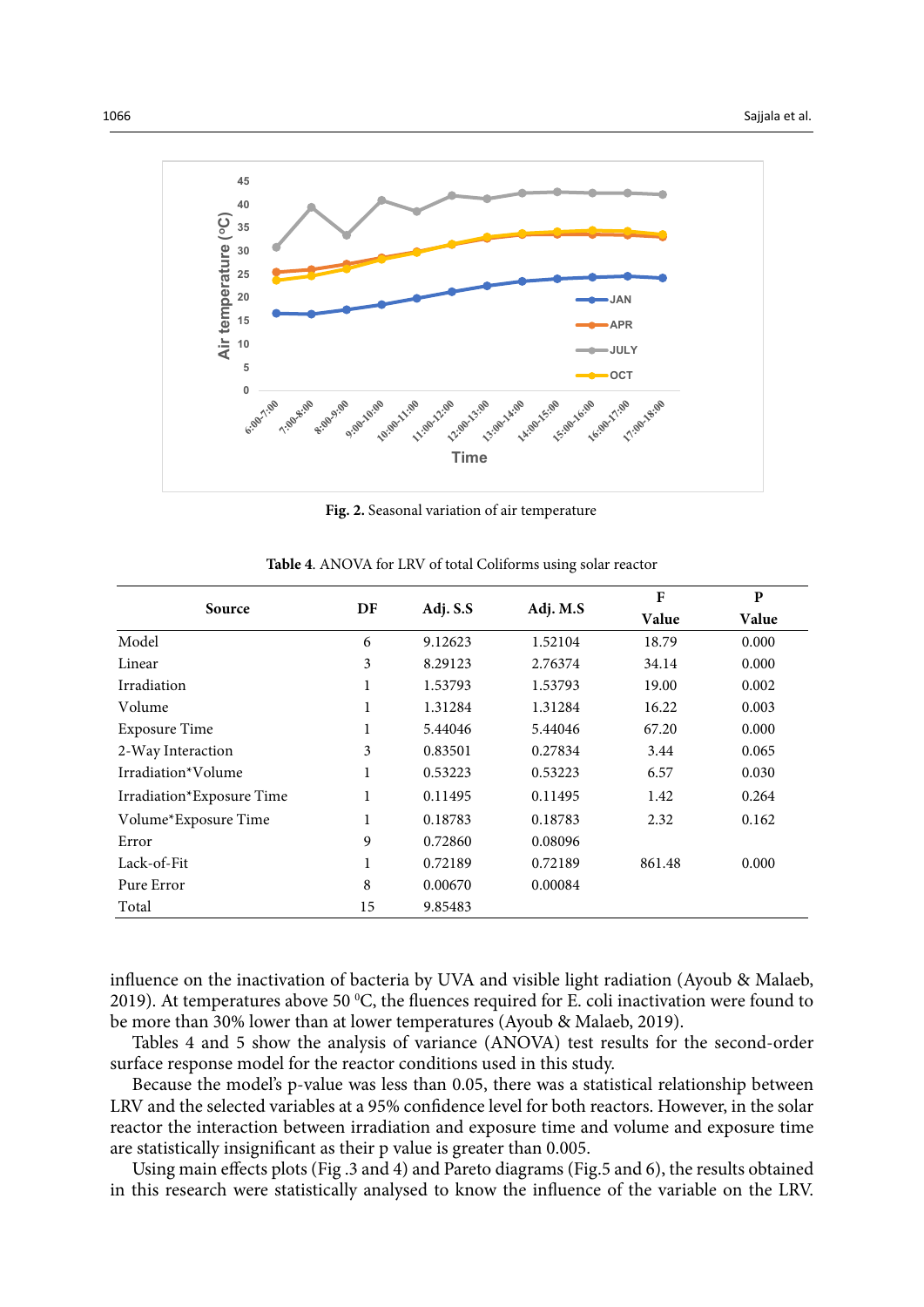Fig. 2. Seasonal variation of air temperature

Table 4. ANOVA for LRV of total Coliforms using solar reactor

| Source | DF | Adj. S.S | Adj. M.S | F Value | P Value |
|---|---|---|---|---|---|
| Model | 6 | 9.12623 | 1.52104 | 18.79 | 0.000 |
| Linear | 3 | 8.29123 | 2.76374 | 34.14 | 0.000 |
| Irradiation | 1 | 1.53793 | 1.53793 | 19.00 | 0.002 |
| Volume | 1 | 1.31284 | 1.31284 | 16.22 | 0.003 |
| Exposure Time | 1 | 5.44046 | 5.44046 | 67.20 | 0.000 |
| 2-Way Interaction | 3 | 0.83501 | 0.27834 | 3.44 | 0.065 |
| Irradiation*Volume | 1 | 0.53223 | 0.53223 | 6.57 | 0.030 |
| Irradiation*Exposure Time | 1 | 0.11495 | 0.11495 | 1.42 | 0.264 |
| Volume*Exposure Time | 1 | 0.18783 | 0.18783 | 2.32 | 0.162 |
| Error | 9 | 0.72860 | 0.08096 | | |
| Lack-of-Fit | 1 | 0.72189 | 0.72189 | 861.48 | 0.000 |
| Pure Error | 8 | 0.00670 | 0.00084 | | |
| Total | 15 | 9.85483 | | | |

influence on the inactivation of bacteria by UVA and visible light radiation (Ayoub & Malaeb, 2019). At temperatures above 50 °C, the fluences required for E. coli inactivation were found to be more than 30% lower than at lower temperatures (Ayoub & Malaeb, 2019).

Tables 4 and 5 show the analysis of variance (ANOVA) test results for the second-order surface response model for the reactor conditions used in this study.

Because the model's p-value was less than 0.05, there was a statistical relationship between LRV and the selected variables at a 95% confidence level for both reactors. However, in the solar reactor the interaction between irradiation and exposure time and volume and exposure time are statistically insignificant as their p value is greater than 0.005.

Using main effects plots (Fig .3 and 4) and Pareto diagrams (Fig.5 and 6), the results obtained in this research were statistically analysed to know the influence of the variable on the LRV.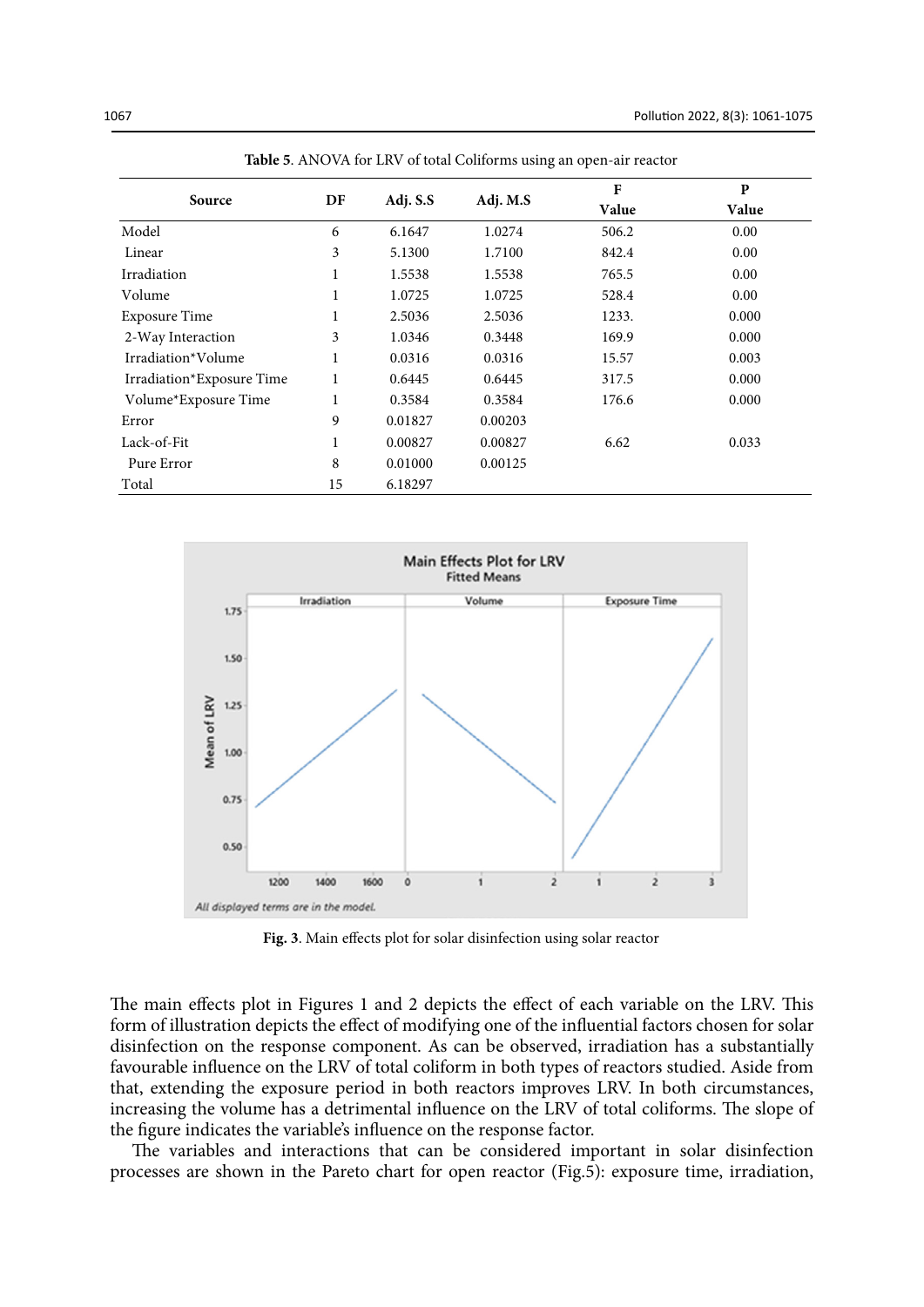**Table 5**. ANOVA for LRV of total Coliforms using an open-air reactor

| Source | DF | Adj. S.S | Adj. M.S | F Value | P Value |
|---|---|---|---|---|---|
| Model | 6 | 6.1647 | 1.0274 | 506.2 | 0.00 |
| Linear | 3 | 5.1300 | 1.7100 | 842.4 | 0.00 |
| Irradiation | 1 | 1.5538 | 1.5538 | 765.5 | 0.00 |
| Volume | 1 | 1.0725 | 1.0725 | 528.4 | 0.00 |
| Exposure Time | 1 | 2.5036 | 2.5036 | 1233. | 0.000 |
| 2-Way Interaction | 3 | 1.0346 | 0.3448 | 169.9 | 0.000 |
| Irradiation*Volume | 1 | 0.0316 | 0.0316 | 15.57 | 0.003 |
| Irradiation*Exposure Time | 1 | 0.6445 | 0.6445 | 317.5 | 0.000 |
| Volume*Exposure Time | 1 | 0.3584 | 0.3584 | 176.6 | 0.000 |
| Error | 9 | 0.01827 | 0.00203 | | |
| Lack-of-Fit | 1 | 0.00827 | 0.00827 | 6.62 | 0.033 |
| Pure Error | 8 | 0.01000 | 0.00125 | | |
| Total | 15 | 6.18297 | | | |

**Fig. 3**. Main effects plot for solar disinfection using solar reactor

The main effects plot in Figures 1 and 2 depicts the effect of each variable on the LRV. This form of illustration depicts the effect of modifying one of the influential factors chosen for solar disinfection on the response component. As can be observed, irradiation has a substantially favourable influence on the LRV of total coliform in both types of reactors studied. Aside from that, extending the exposure period in both reactors improves LRV. In both circumstances, increasing the volume has a detrimental influence on the LRV of total coliforms. The slope of the figure indicates the variable's influence on the response factor.

The variables and interactions that can be considered important in solar disinfection processes are shown in the Pareto chart for open reactor (Fig.5): exposure time, irradiation,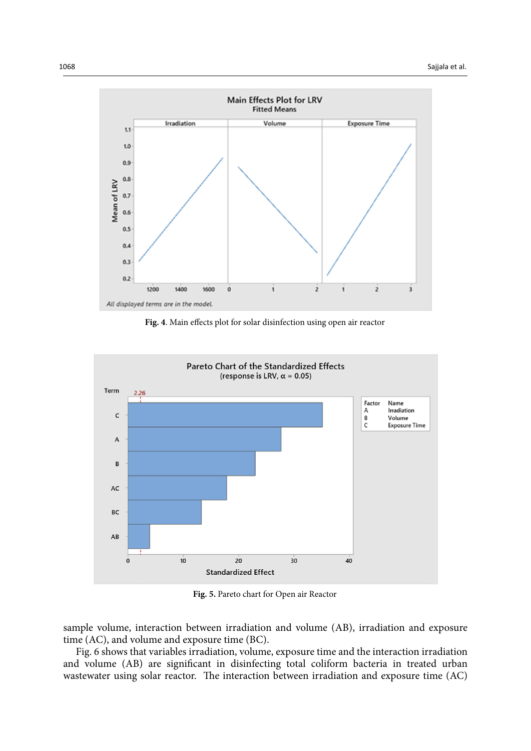**Fig. 4**. Main effects plot for solar disinfection using open air reactor

**Fig. 5.** Pareto chart for Open air Reactor

sample volume, interaction between irradiation and volume (AB), irradiation and exposure time (AC), and volume and exposure time (BC).

Fig. 6 shows that variables irradiation, volume, exposure time and the interaction irradiation and volume (AB) are significant in disinfecting total coliform bacteria in treated urban wastewater using solar reactor. The interaction between irradiation and exposure time (AC)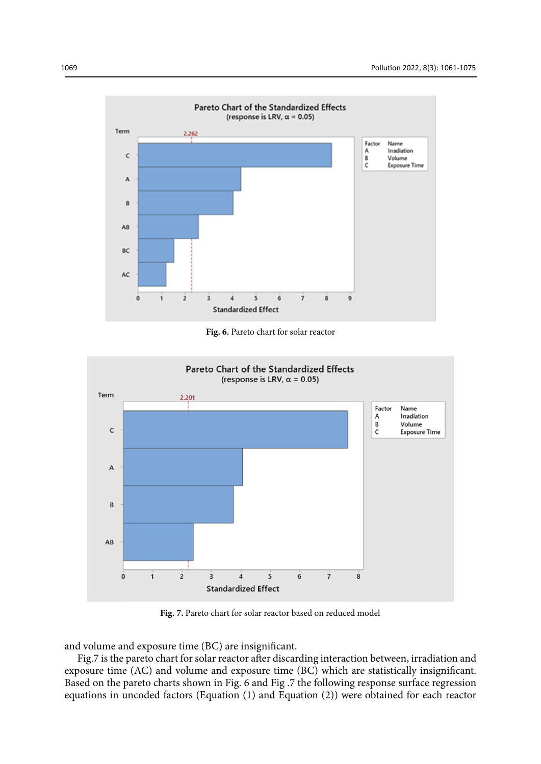Fig. 6. Pareto chart for solar reactor

Fig. 7. Pareto chart for solar reactor based on reduced model

and volume and exposure time (BC) are insignificant.

Fig.7 is the pareto chart for solar reactor after discarding interaction between, irradiation and exposure time (AC) and volume and exposure time (BC) which are statistically insignificant. Based on the pareto charts shown in Fig. 6 and Fig .7 the following response surface regression equations in uncoded factors (Equation (1) and Equation (2)) were obtained for each reactor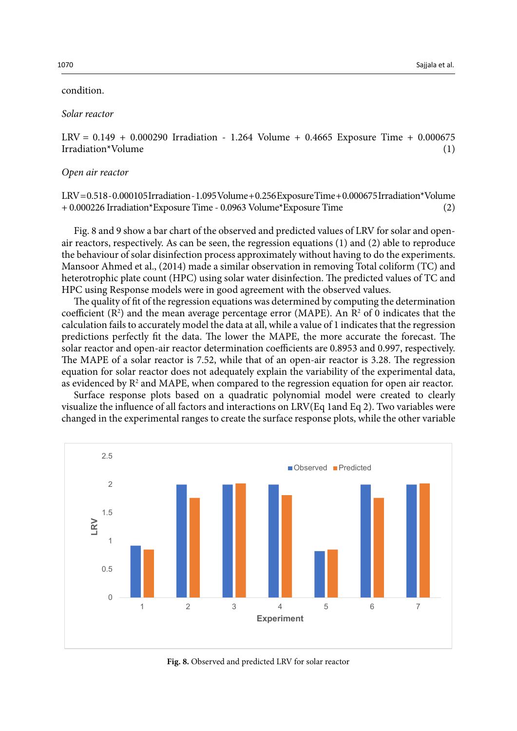condition.

*Solar reactor*

$$LRV = 0.149 + 0.000290\ \text{Irradiation} - 1.264\ \text{Volume} + 0.4665\ \text{Exposure Time} + 0.000675\ \text{Irradiation*Volume} \quad (1)$$

*Open air reactor*

$$LRV = 0.518 - 0.000105\ \text{Irradiation} - 1.095\ \text{Volume} + 0.256\ \text{Exposure Time} + 0.000675\ \text{Irradiation*Volume} + 0.000226\ \text{Irradiation*Exposure Time} - 0.0963\ \text{Volume*Exposure Time} \quad (2)$$

Fig. 8 and 9 show a bar chart of the observed and predicted values of LRV for solar and open-air reactors, respectively. As can be seen, the regression equations (1) and (2) able to reproduce the behaviour of solar disinfection process approximately without having to do the experiments. Mansoor Ahmed et al., (2014) made a similar observation in removing Total coliform (TC) and heterotrophic plate count (HPC) using solar water disinfection. The predicted values of TC and HPC using Response models were in good agreement with the observed values.

The quality of fit of the regression equations was determined by computing the determination coefficient ($R^2$) and the mean average percentage error (MAPE). An $R^2$ of 0 indicates that the calculation fails to accurately model the data at all, while a value of 1 indicates that the regression predictions perfectly fit the data. The lower the MAPE, the more accurate the forecast. The solar reactor and open-air reactor determination coefficients are 0.8953 and 0.997, respectively. The MAPE of a solar reactor is 7.52, while that of an open-air reactor is 3.28. The regression equation for solar reactor does not adequately explain the variability of the experimental data, as evidenced by $R^2$ and MAPE, when compared to the regression equation for open air reactor.

Surface response plots based on a quadratic polynomial model were created to clearly visualize the influence of all factors and interactions on LRV(Eq 1and Eq 2). Two variables were changed in the experimental ranges to create the surface response plots, while the other variable

**Fig. 8.** Observed and predicted LRV for solar reactor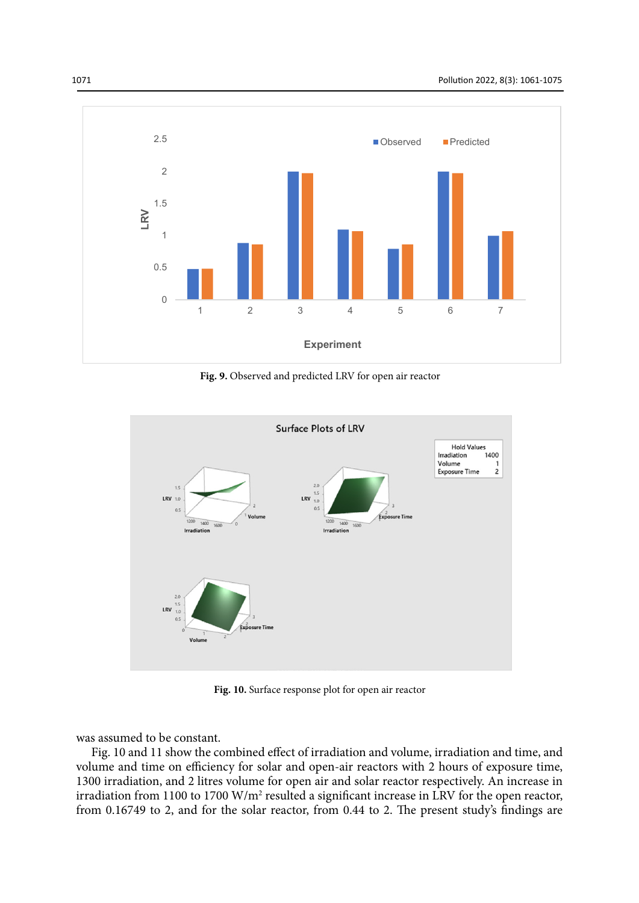**Fig. 9.** Observed and predicted LRV for open air reactor

**Fig. 10.** Surface response plot for open air reactor

was assumed to be constant.

Fig. 10 and 11 show the combined effect of irradiation and volume, irradiation and time, and volume and time on efficiency for solar and open-air reactors with 2 hours of exposure time, 1300 irradiation, and 2 litres volume for open air and solar reactor respectively. An increase in irradiation from 1100 to 1700 W/m$^2$ resulted a significant increase in LRV for the open reactor, from 0.16749 to 2, and for the solar reactor, from 0.44 to 2. The present study's findings are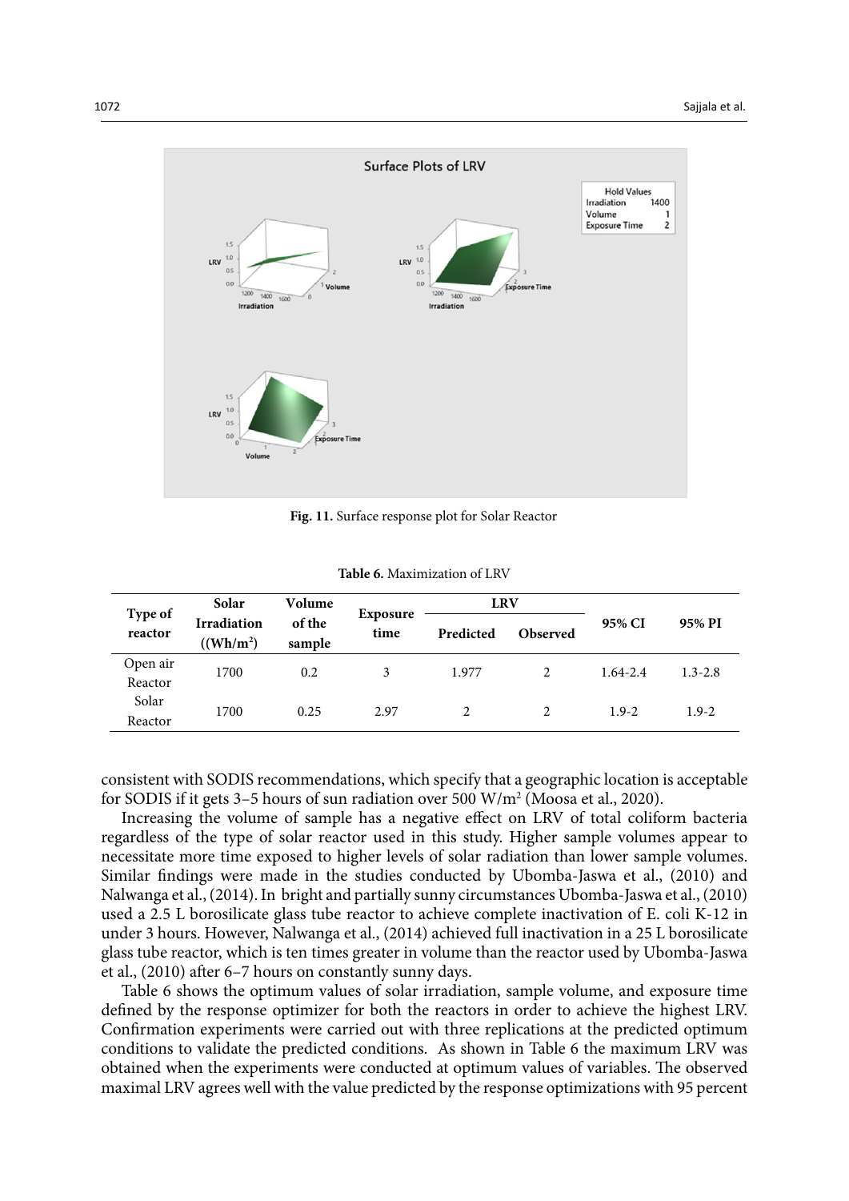Fig. 11. Surface response plot for Solar Reactor

**Table 6.** Maximization of LRV

| Type of reactor | Solar Irradiation ((Wh/m$^2$)) | Volume of the sample | Exposure time | LRV | | 95% CI | 95% PI |
|---|---|---|---|---|---|---|---|
| | | | | Predicted | Observed | | |
| Open air Reactor | 1700 | 0.2 | 3 | 1.977 | 2 | 1.64-2.4 | 1.3-2.8 |
| Solar Reactor | 1700 | 0.25 | 2.97 | 2 | 2 | 1.9-2 | 1.9-2 |

consistent with SODIS recommendations, which specify that a geographic location is acceptable for SODIS if it gets 3–5 hours of sun radiation over 500 W/m$^2$ (Moosa et al., 2020).

Increasing the volume of sample has a negative effect on LRV of total coliform bacteria regardless of the type of solar reactor used in this study. Higher sample volumes appear to necessitate more time exposed to higher levels of solar radiation than lower sample volumes. Similar findings were made in the studies conducted by Ubomba-Jaswa et al., (2010) and Nalwanga et al., (2014). In bright and partially sunny circumstances Ubomba-Jaswa et al., (2010) used a 2.5 L borosilicate glass tube reactor to achieve complete inactivation of E. coli K-12 in under 3 hours. However, Nalwanga et al., (2014) achieved full inactivation in a 25 L borosilicate glass tube reactor, which is ten times greater in volume than the reactor used by Ubomba-Jaswa et al., (2010) after 6–7 hours on constantly sunny days.

Table 6 shows the optimum values of solar irradiation, sample volume, and exposure time defined by the response optimizer for both the reactors in order to achieve the highest LRV. Confirmation experiments were carried out with three replications at the predicted optimum conditions to validate the predicted conditions. As shown in Table 6 the maximum LRV was obtained when the experiments were conducted at optimum values of variables. The observed maximal LRV agrees well with the value predicted by the response optimizations with 95 percent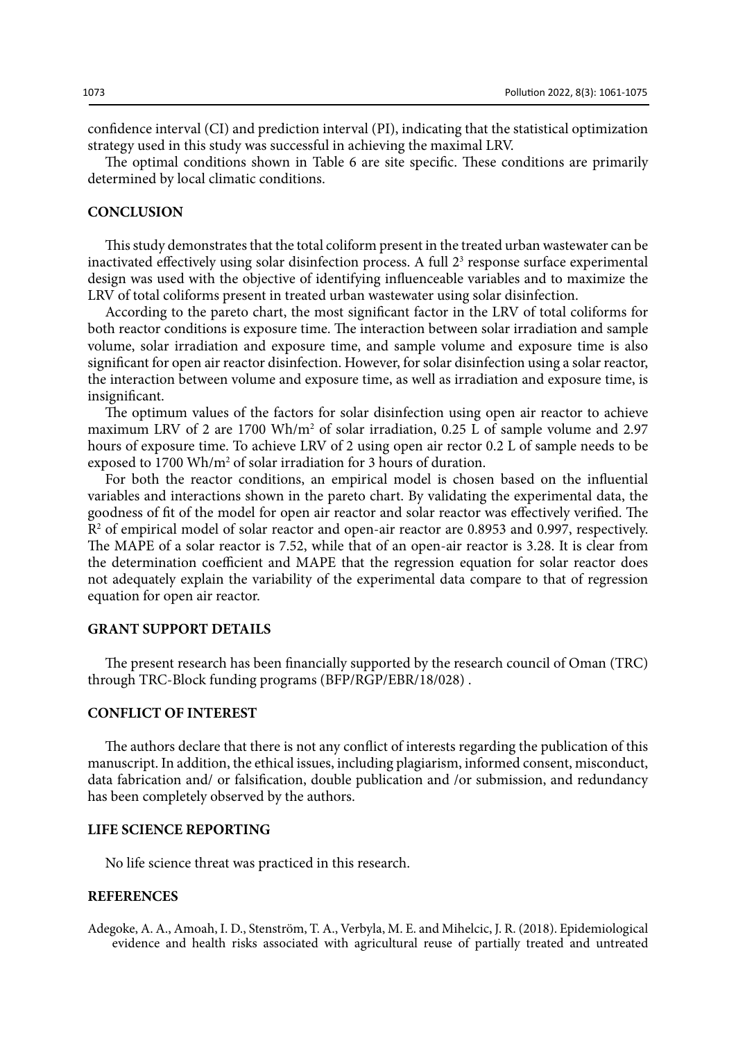confidence interval (CI) and prediction interval (PI), indicating that the statistical optimization strategy used in this study was successful in achieving the maximal LRV.

The optimal conditions shown in Table 6 are site specific. These conditions are primarily determined by local climatic conditions.

## CONCLUSION

This study demonstrates that the total coliform present in the treated urban wastewater can be inactivated effectively using solar disinfection process. A full $2^3$ response surface experimental design was used with the objective of identifying influenceable variables and to maximize the LRV of total coliforms present in treated urban wastewater using solar disinfection.

According to the pareto chart, the most significant factor in the LRV of total coliforms for both reactor conditions is exposure time. The interaction between solar irradiation and sample volume, solar irradiation and exposure time, and sample volume and exposure time is also significant for open air reactor disinfection. However, for solar disinfection using a solar reactor, the interaction between volume and exposure time, as well as irradiation and exposure time, is insignificant.

The optimum values of the factors for solar disinfection using open air reactor to achieve maximum LRV of 2 are 1700 Wh/m$^2$ of solar irradiation, 0.25 L of sample volume and 2.97 hours of exposure time. To achieve LRV of 2 using open air rector 0.2 L of sample needs to be exposed to 1700 Wh/m$^2$ of solar irradiation for 3 hours of duration.

For both the reactor conditions, an empirical model is chosen based on the influential variables and interactions shown in the pareto chart. By validating the experimental data, the goodness of fit of the model for open air reactor and solar reactor was effectively verified. The $R^2$ of empirical model of solar reactor and open-air reactor are 0.8953 and 0.997, respectively. The MAPE of a solar reactor is 7.52, while that of an open-air reactor is 3.28. It is clear from the determination coefficient and MAPE that the regression equation for solar reactor does not adequately explain the variability of the experimental data compare to that of regression equation for open air reactor.

## GRANT SUPPORT DETAILS

The present research has been financially supported by the research council of Oman (TRC) through TRC-Block funding programs (BFP/RGP/EBR/18/028) .

## CONFLICT OF INTEREST

The authors declare that there is not any conflict of interests regarding the publication of this manuscript. In addition, the ethical issues, including plagiarism, informed consent, misconduct, data fabrication and/ or falsification, double publication and /or submission, and redundancy has been completely observed by the authors.

## LIFE SCIENCE REPORTING

No life science threat was practiced in this research.

## REFERENCES

Adegoke, A. A., Amoah, I. D., Stenström, T. A., Verbyla, M. E. and Mihelcic, J. R. (2018). Epidemiological evidence and health risks associated with agricultural reuse of partially treated and untreated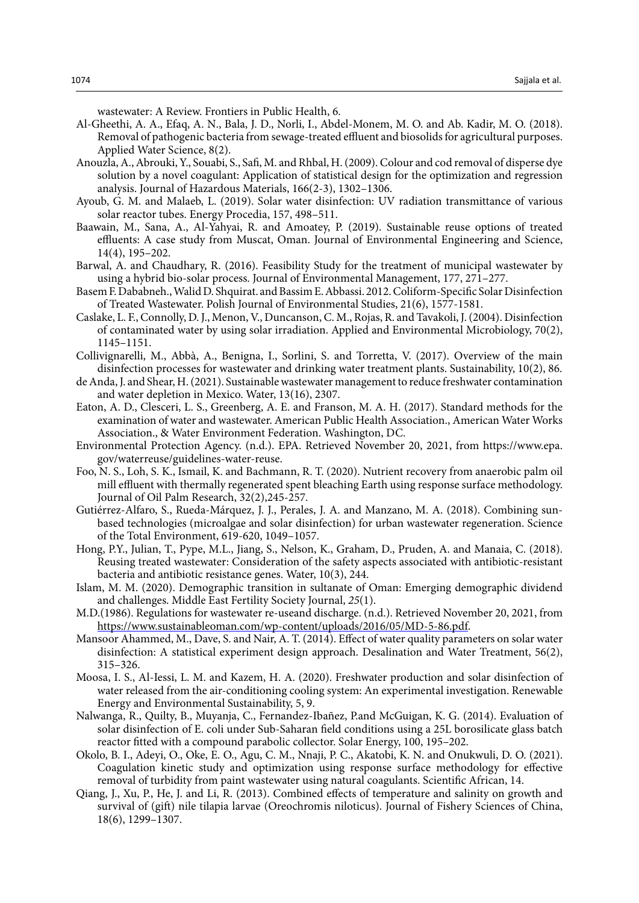wastewater: A Review. Frontiers in Public Health, 6.

Al-Gheethi, A. A., Efaq, A. N., Bala, J. D., Norli, I., Abdel-Monem, M. O. and Ab. Kadir, M. O. (2018). Removal of pathogenic bacteria from sewage-treated effluent and biosolids for agricultural purposes. Applied Water Science, 8(2).

Anouzla, A., Abrouki, Y., Souabi, S., Safi, M. and Rhbal, H. (2009). Colour and cod removal of disperse dye solution by a novel coagulant: Application of statistical design for the optimization and regression analysis. Journal of Hazardous Materials, 166(2-3), 1302–1306.

Ayoub, G. M. and Malaeb, L. (2019). Solar water disinfection: UV radiation transmittance of various solar reactor tubes. Energy Procedia, 157, 498–511.

Baawain, M., Sana, A., Al-Yahyai, R. and Amoatey, P. (2019). Sustainable reuse options of treated effluents: A case study from Muscat, Oman. Journal of Environmental Engineering and Science, 14(4), 195–202.

Barwal, A. and Chaudhary, R. (2016). Feasibility Study for the treatment of municipal wastewater by using a hybrid bio-solar process. Journal of Environmental Management, 177, 271–277.

Basem F. Dababneh., Walid D. Shquirat. and Bassim E. Abbassi. 2012. Coliform-Specific Solar Disinfection of Treated Wastewater. Polish Journal of Environmental Studies, 21(6), 1577-1581.

Caslake, L. F., Connolly, D. J., Menon, V., Duncanson, C. M., Rojas, R. and Tavakoli, J. (2004). Disinfection of contaminated water by using solar irradiation. Applied and Environmental Microbiology, 70(2), 1145–1151.

Collivignarelli, M., Abbà, A., Benigna, I., Sorlini, S. and Torretta, V. (2017). Overview of the main disinfection processes for wastewater and drinking water treatment plants. Sustainability, 10(2), 86.

de Anda, J. and Shear, H. (2021). Sustainable wastewater management to reduce freshwater contamination and water depletion in Mexico. Water, 13(16), 2307.

Eaton, A. D., Clesceri, L. S., Greenberg, A. E. and Franson, M. A. H. (2017). Standard methods for the examination of water and wastewater. American Public Health Association., American Water Works Association., & Water Environment Federation. Washington, DC.

Environmental Protection Agency. (n.d.). EPA. Retrieved November 20, 2021, from https://www.epa.gov/waterreuse/guidelines-water-reuse.

Foo, N. S., Loh, S. K., Ismail, K. and Bachmann, R. T. (2020). Nutrient recovery from anaerobic palm oil mill effluent with thermally regenerated spent bleaching Earth using response surface methodology. Journal of Oil Palm Research, 32(2),245-257.

Gutiérrez-Alfaro, S., Rueda-Márquez, J. J., Perales, J. A. and Manzano, M. A. (2018). Combining sun-based technologies (microalgae and solar disinfection) for urban wastewater regeneration. Science of the Total Environment, 619-620, 1049–1057.

Hong, P.Y., Julian, T., Pype, M.L., Jiang, S., Nelson, K., Graham, D., Pruden, A. and Manaia, C. (2018). Reusing treated wastewater: Consideration of the safety aspects associated with antibiotic-resistant bacteria and antibiotic resistance genes. Water, 10(3), 244.

Islam, M. M. (2020). Demographic transition in sultanate of Oman: Emerging demographic dividend and challenges. Middle East Fertility Society Journal, *25*(1).

M.D.(1986). Regulations for wastewater re-useand discharge. (n.d.). Retrieved November 20, 2021, from https://www.sustainableoman.com/wp-content/uploads/2016/05/MD-5-86.pdf.

Mansoor Ahammed, M., Dave, S. and Nair, A. T. (2014). Effect of water quality parameters on solar water disinfection: A statistical experiment design approach. Desalination and Water Treatment, 56(2), 315–326.

Moosa, I. S., Al-Iessi, L. M. and Kazem, H. A. (2020). Freshwater production and solar disinfection of water released from the air-conditioning cooling system: An experimental investigation. Renewable Energy and Environmental Sustainability, 5, 9.

Nalwanga, R., Quilty, B., Muyanja, C., Fernandez-Ibañez, P.and McGuigan, K. G. (2014). Evaluation of solar disinfection of E. coli under Sub-Saharan field conditions using a 25L borosilicate glass batch reactor fitted with a compound parabolic collector. Solar Energy, 100, 195–202.

Okolo, B. I., Adeyi, O., Oke, E. O., Agu, C. M., Nnaji, P. C., Akatobi, K. N. and Onukwuli, D. O. (2021). Coagulation kinetic study and optimization using response surface methodology for effective removal of turbidity from paint wastewater using natural coagulants. Scientific African, 14.

Qiang, J., Xu, P., He, J. and Li, R. (2013). Combined effects of temperature and salinity on growth and survival of (gift) nile tilapia larvae (Oreochromis niloticus). Journal of Fishery Sciences of China, 18(6), 1299–1307.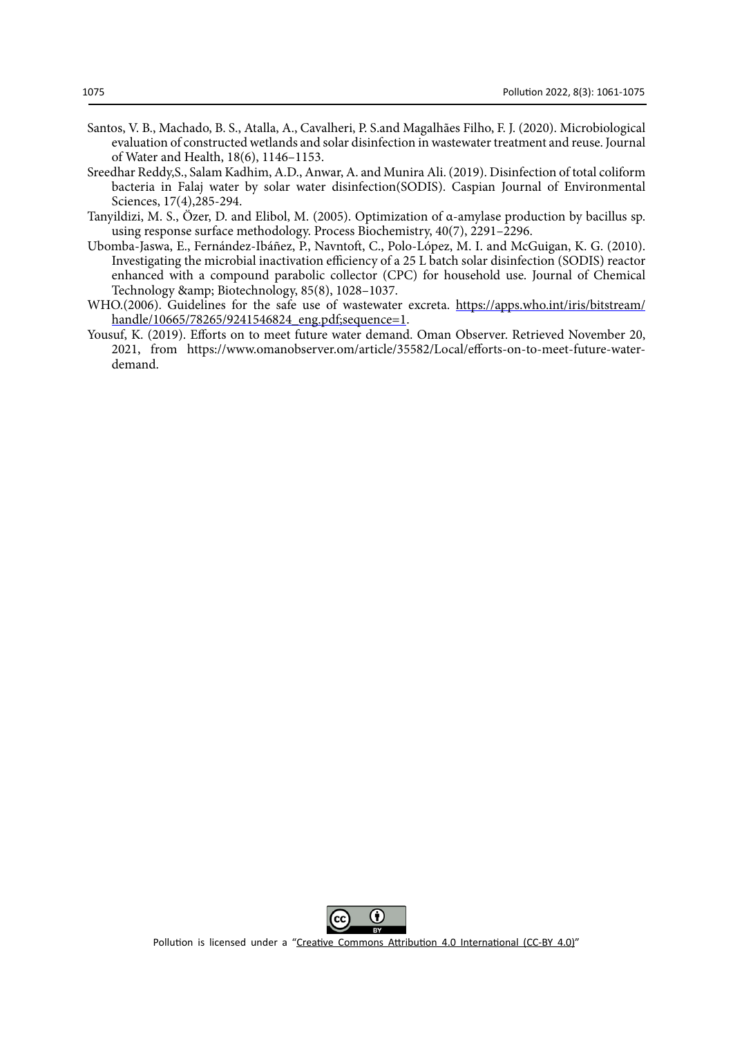Santos, V. B., Machado, B. S., Atalla, A., Cavalheri, P. S.and Magalhães Filho, F. J. (2020). Microbiological evaluation of constructed wetlands and solar disinfection in wastewater treatment and reuse. Journal of Water and Health, 18(6), 1146–1153.

Sreedhar Reddy,S., Salam Kadhim, A.D., Anwar, A. and Munira Ali. (2019). Disinfection of total coliform bacteria in Falaj water by solar water disinfection(SODIS). Caspian Journal of Environmental Sciences, 17(4),285-294.

Tanyildizi, M. S., Özer, D. and Elibol, M. (2005). Optimization of α-amylase production by bacillus sp. using response surface methodology. Process Biochemistry, 40(7), 2291–2296.

Ubomba-Jaswa, E., Fernández-Ibáñez, P., Navntoft, C., Polo-López, M. I. and McGuigan, K. G. (2010). Investigating the microbial inactivation efficiency of a 25 L batch solar disinfection (SODIS) reactor enhanced with a compound parabolic collector (CPC) for household use. Journal of Chemical Technology &amp; Biotechnology, 85(8), 1028–1037.

WHO.(2006). Guidelines for the safe use of wastewater excreta. https://apps.who.int/iris/bitstream/handle/10665/78265/9241546824_eng.pdf;sequence=1.

Yousuf, K. (2019). Efforts on to meet future water demand. Oman Observer. Retrieved November 20, 2021, from https://www.omanobserver.om/article/35582/Local/efforts-on-to-meet-future-water-demand.

Pollution is licensed under a "Creative Commons Attribution 4.0 International (CC-BY 4.0)"